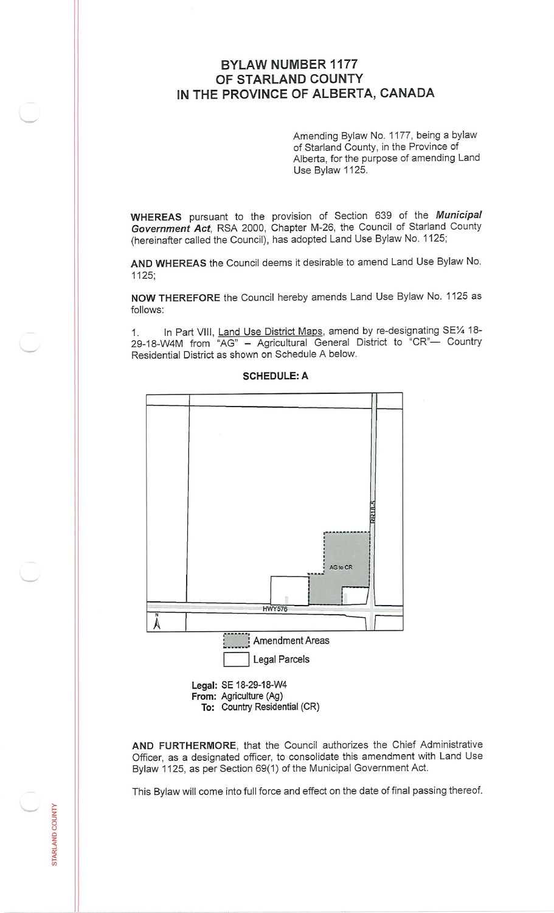# BYLAW NUMBER 1177
# OF STARLAND COUNTY
# IN THE PROVINCE OF ALBERTA, CANADA

Amending Bylaw No. 1177, being a bylaw of Starland County, in the Province of Alberta, for the purpose of amending Land Use Bylaw 1125.

**WHEREAS** pursuant to the provision of Section 639 of the ***Municipal Government Act***, RSA 2000, Chapter M-26, the Council of Starland County (hereinafter called the Council), has adopted Land Use Bylaw No. 1125;

**AND WHEREAS** the Council deems it desirable to amend Land Use Bylaw No. 1125;

**NOW THEREFORE** the Council hereby amends Land Use Bylaw No. 1125 as follows:

1. In Part VIII, Land Use District Maps, amend by re-designating SE¼ 18-29-18-W4M from "AG" – Agricultural General District to "CR"— Country Residential District as shown on Schedule A below.

**SCHEDULE: A**

RR18-5

AG to CR

HWY576

N

Amendment Areas

Legal Parcels

**Legal:** SE 18-29-18-W4
**From:** Agriculture (Ag)
**To:** Country Residential (CR)

**AND FURTHERMORE**, that the Council authorizes the Chief Administrative Officer, as a designated officer, to consolidate this amendment with Land Use Bylaw 1125, as per Section 69(1) of the Municipal Government Act.

This Bylaw will come into full force and effect on the date of final passing thereof.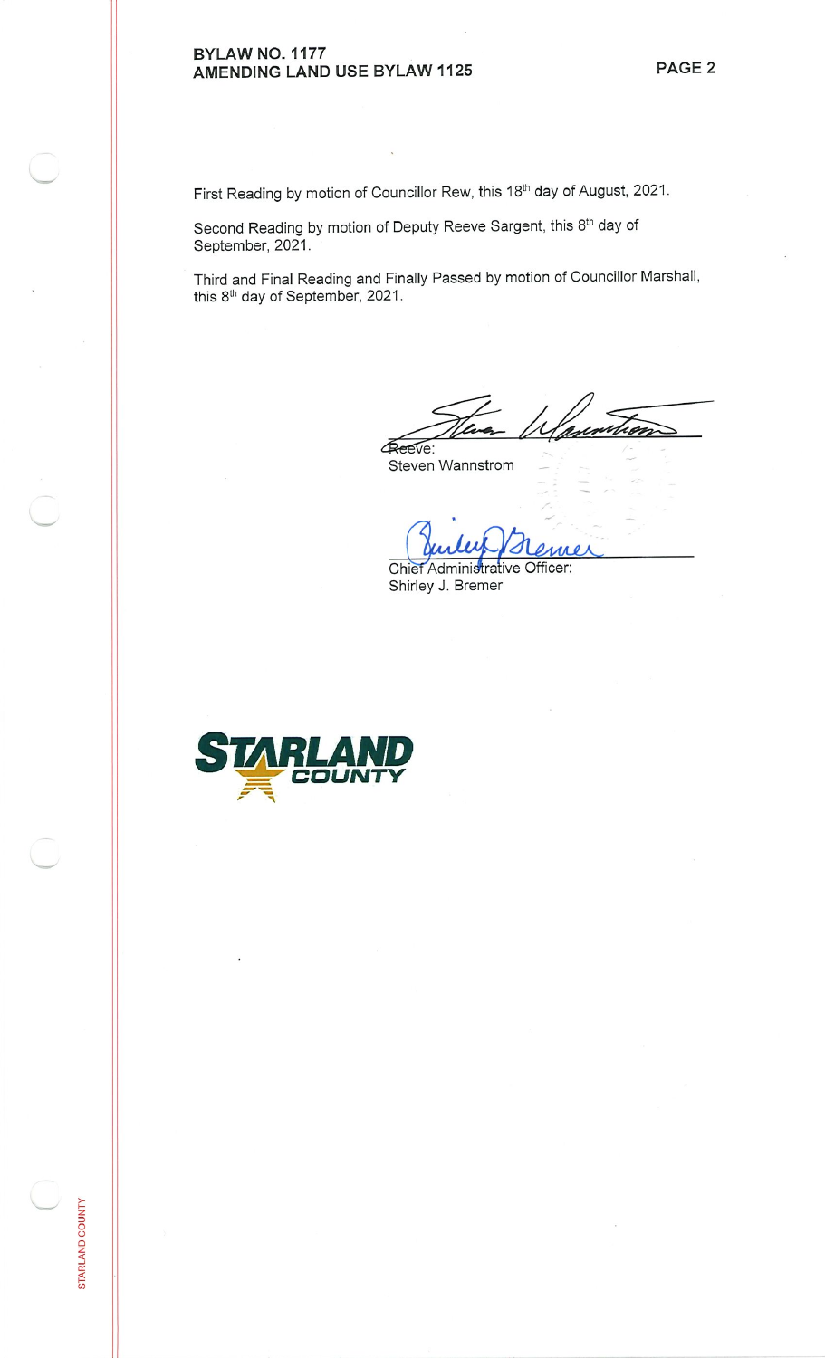First Reading by motion of Councillor Rew, this 18th day of August, 2021.

Second Reading by motion of Deputy Reeve Sargent, this 8th day of September, 2021.

Third and Final Reading and Finally Passed by motion of Councillor Marshall, this 8th day of September, 2021.

Reeve:
Steven Wannstrom

Chief Administrative Officer:
Shirley J. Bremer

STARLAND COUNTY